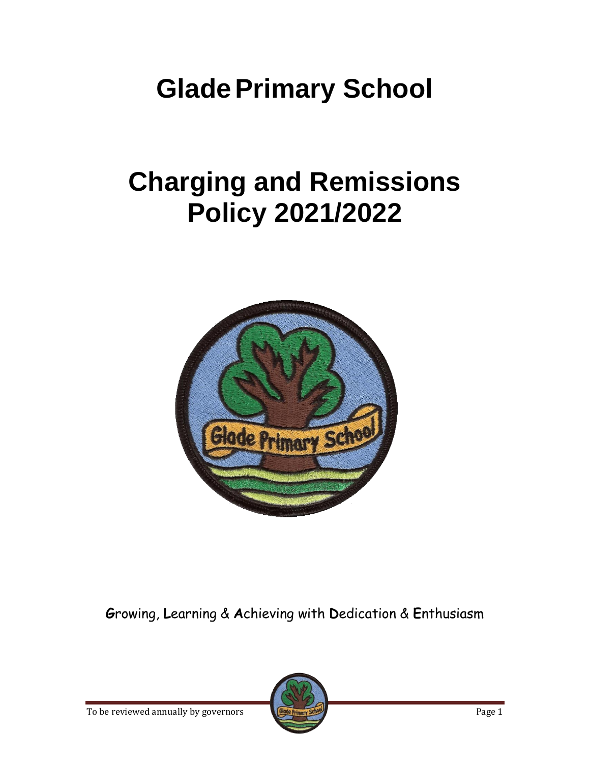# Glade Primary School

# Charging and Remissions Policy 2021/2022

**G**rowing, **L**earning & **A**chieving with **D**edication & **E**nthusiasm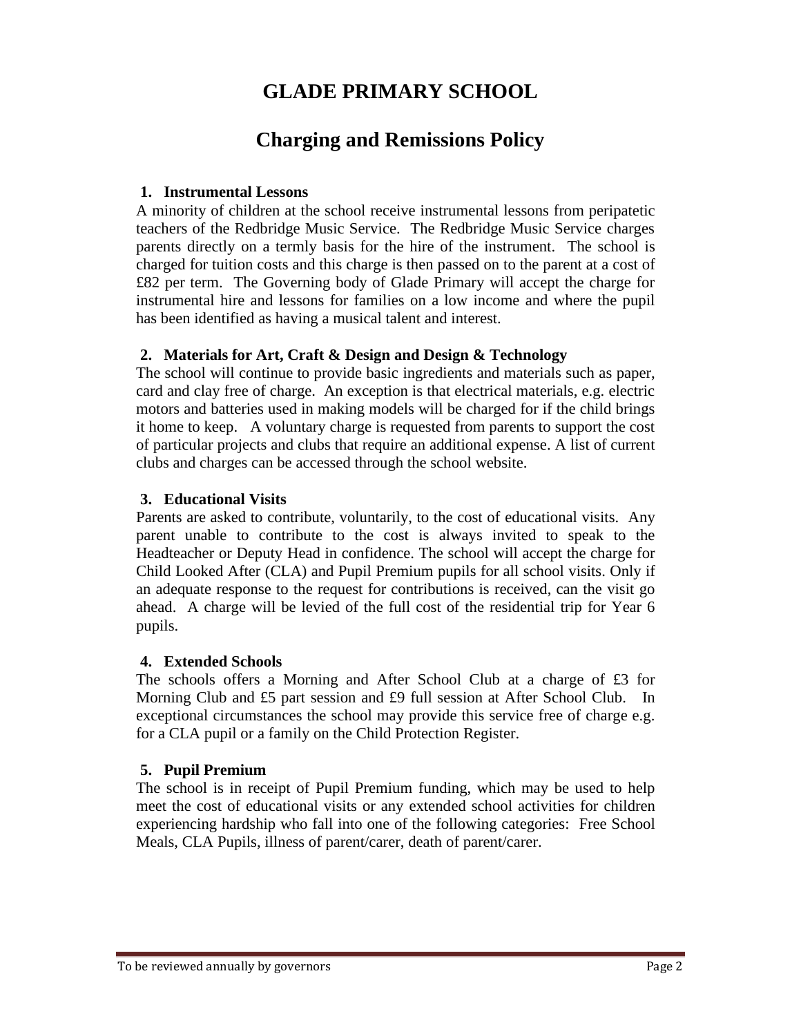# GLADE PRIMARY SCHOOL

## Charging and Remissions Policy

### 1. Instrumental Lessons

A minority of children at the school receive instrumental lessons from peripatetic teachers of the Redbridge Music Service. The Redbridge Music Service charges parents directly on a termly basis for the hire of the instrument. The school is charged for tuition costs and this charge is then passed on to the parent at a cost of £82 per term. The Governing body of Glade Primary will accept the charge for instrumental hire and lessons for families on a low income and where the pupil has been identified as having a musical talent and interest.

### 2. Materials for Art, Craft & Design and Design & Technology

The school will continue to provide basic ingredients and materials such as paper, card and clay free of charge. An exception is that electrical materials, e.g. electric motors and batteries used in making models will be charged for if the child brings it home to keep. A voluntary charge is requested from parents to support the cost of particular projects and clubs that require an additional expense. A list of current clubs and charges can be accessed through the school website.

### 3. Educational Visits

Parents are asked to contribute, voluntarily, to the cost of educational visits. Any parent unable to contribute to the cost is always invited to speak to the Headteacher or Deputy Head in confidence. The school will accept the charge for Child Looked After (CLA) and Pupil Premium pupils for all school visits. Only if an adequate response to the request for contributions is received, can the visit go ahead. A charge will be levied of the full cost of the residential trip for Year 6 pupils.

### 4. Extended Schools

The schools offers a Morning and After School Club at a charge of £3 for Morning Club and £5 part session and £9 full session at After School Club. In exceptional circumstances the school may provide this service free of charge e.g. for a CLA pupil or a family on the Child Protection Register.

### 5. Pupil Premium

The school is in receipt of Pupil Premium funding, which may be used to help meet the cost of educational visits or any extended school activities for children experiencing hardship who fall into one of the following categories: Free School Meals, CLA Pupils, illness of parent/carer, death of parent/carer.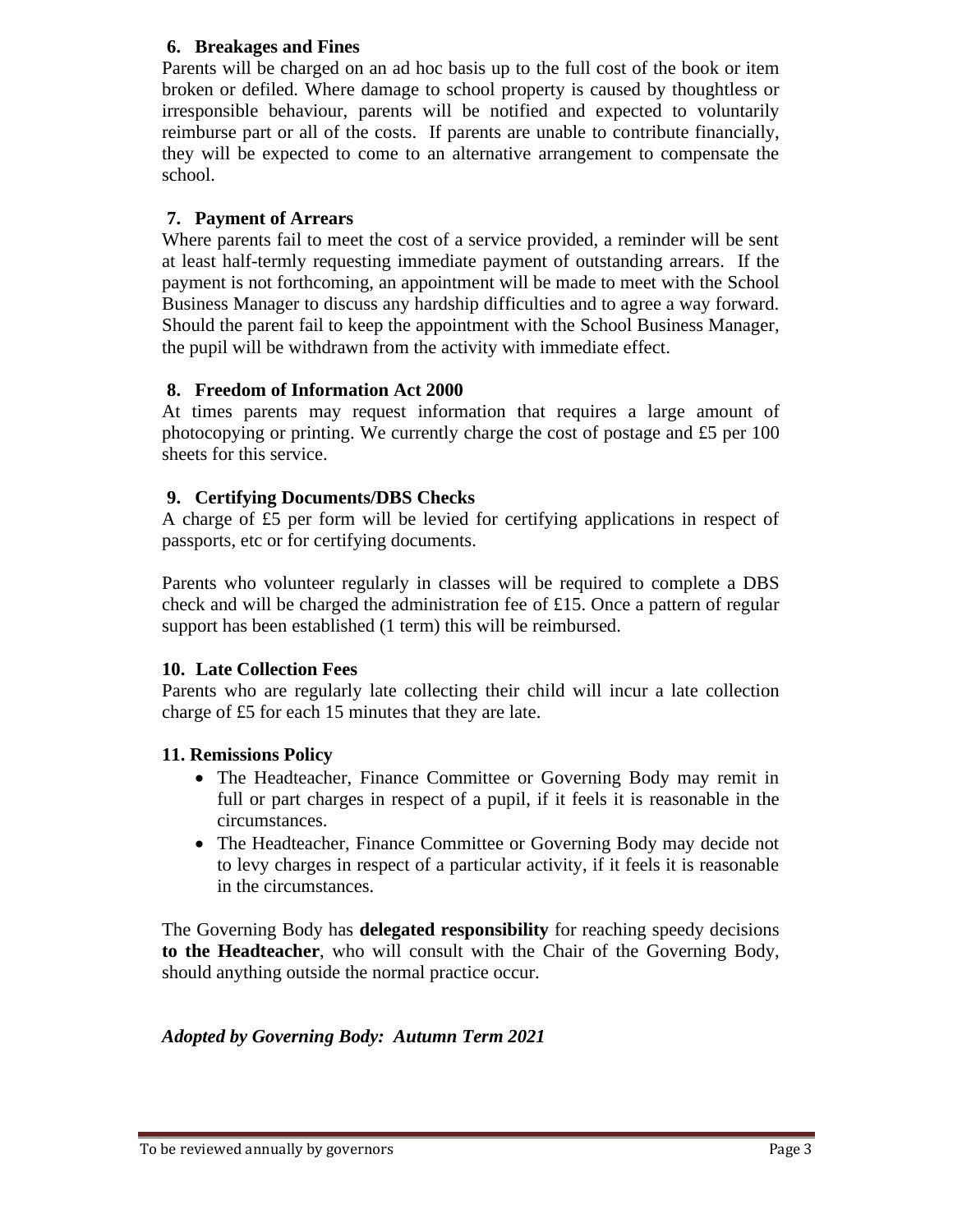## 6. Breakages and Fines

Parents will be charged on an ad hoc basis up to the full cost of the book or item broken or defiled. Where damage to school property is caused by thoughtless or irresponsible behaviour, parents will be notified and expected to voluntarily reimburse part or all of the costs. If parents are unable to contribute financially, they will be expected to come to an alternative arrangement to compensate the school.

## 7. Payment of Arrears

Where parents fail to meet the cost of a service provided, a reminder will be sent at least half-termly requesting immediate payment of outstanding arrears. If the payment is not forthcoming, an appointment will be made to meet with the School Business Manager to discuss any hardship difficulties and to agree a way forward. Should the parent fail to keep the appointment with the School Business Manager, the pupil will be withdrawn from the activity with immediate effect.

## 8. Freedom of Information Act 2000

At times parents may request information that requires a large amount of photocopying or printing. We currently charge the cost of postage and £5 per 100 sheets for this service.

## 9. Certifying Documents/DBS Checks

A charge of £5 per form will be levied for certifying applications in respect of passports, etc or for certifying documents.

Parents who volunteer regularly in classes will be required to complete a DBS check and will be charged the administration fee of £15. Once a pattern of regular support has been established (1 term) this will be reimbursed.

## 10. Late Collection Fees

Parents who are regularly late collecting their child will incur a late collection charge of £5 for each 15 minutes that they are late.

## 11. Remissions Policy

- The Headteacher, Finance Committee or Governing Body may remit in full or part charges in respect of a pupil, if it feels it is reasonable in the circumstances.
- The Headteacher, Finance Committee or Governing Body may decide not to levy charges in respect of a particular activity, if it feels it is reasonable in the circumstances.

The Governing Body has **delegated responsibility** for reaching speedy decisions **to the Headteacher**, who will consult with the Chair of the Governing Body, should anything outside the normal practice occur.

***Adopted by Governing Body: Autumn Term 2021***